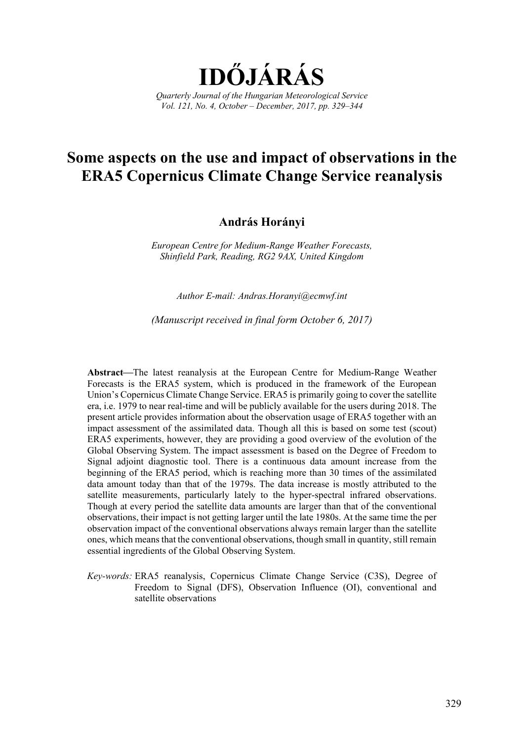# IDŐJÁRÁS

*Quarterly Journal of the Hungarian Meteorological Service*
*Vol. 121, No. 4, October – December, 2017, pp. 329–344*

## Some aspects on the use and impact of observations in the ERA5 Copernicus Climate Change Service reanalysis

**András Horányi**

*European Centre for Medium-Range Weather Forecasts, Shinfield Park, Reading, RG2 9AX, United Kingdom*

*Author E-mail: Andras.Horanyi@ecmwf.int*

*(Manuscript received in final form October 6, 2017)*

**Abstract**—The latest reanalysis at the European Centre for Medium-Range Weather Forecasts is the ERA5 system, which is produced in the framework of the European Union's Copernicus Climate Change Service. ERA5 is primarily going to cover the satellite era, i.e. 1979 to near real-time and will be publicly available for the users during 2018. The present article provides information about the observation usage of ERA5 together with an impact assessment of the assimilated data. Though all this is based on some test (scout) ERA5 experiments, however, they are providing a good overview of the evolution of the Global Observing System. The impact assessment is based on the Degree of Freedom to Signal adjoint diagnostic tool. There is a continuous data amount increase from the beginning of the ERA5 period, which is reaching more than 30 times of the assimilated data amount today than that of the 1979s. The data increase is mostly attributed to the satellite measurements, particularly lately to the hyper-spectral infrared observations. Though at every period the satellite data amounts are larger than that of the conventional observations, their impact is not getting larger until the late 1980s. At the same time the per observation impact of the conventional observations always remain larger than the satellite ones, which means that the conventional observations, though small in quantity, still remain essential ingredients of the Global Observing System.

*Key-words:* ERA5 reanalysis, Copernicus Climate Change Service (C3S), Degree of Freedom to Signal (DFS), Observation Influence (OI), conventional and satellite observations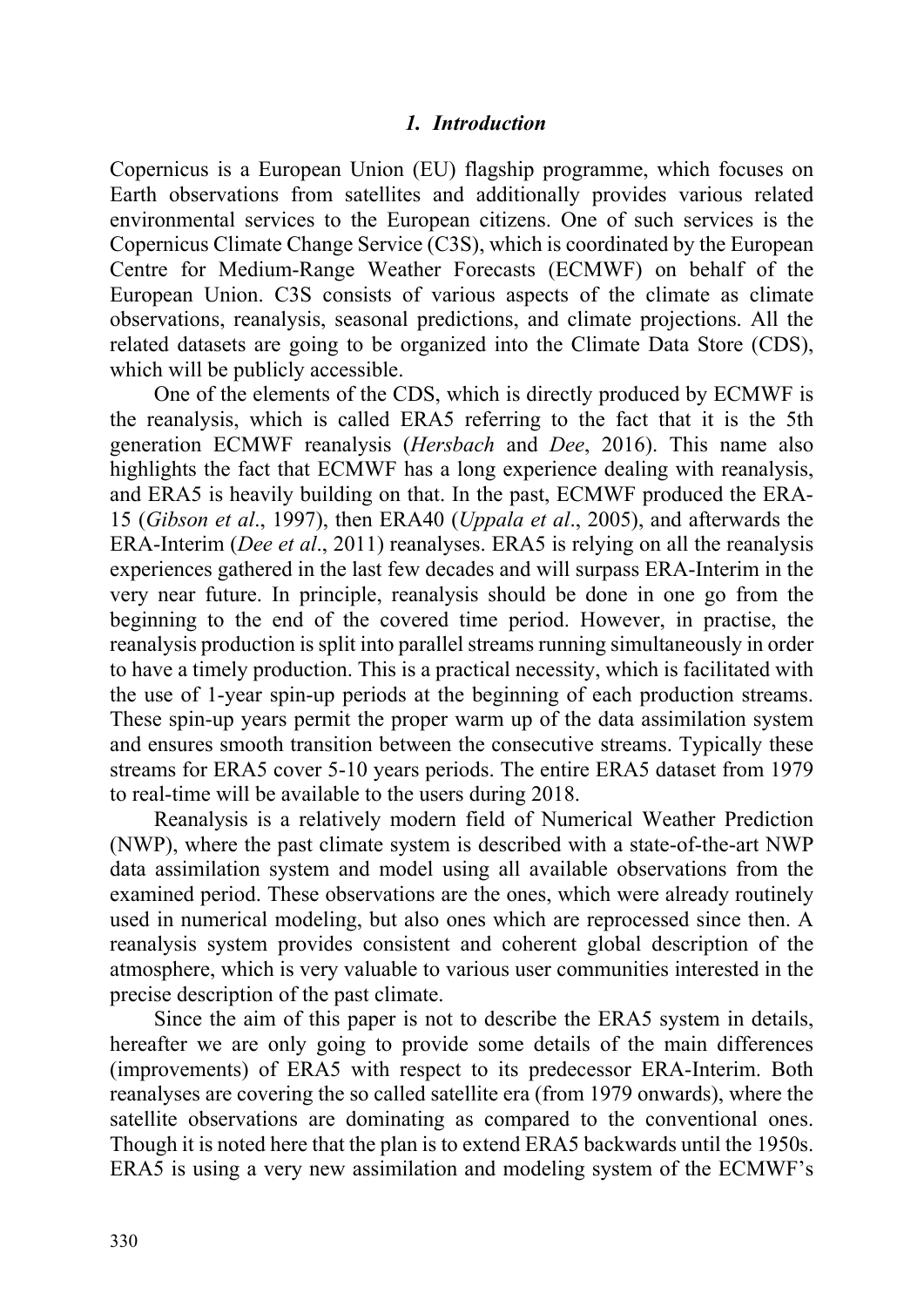## *1. Introduction*

Copernicus is a European Union (EU) flagship programme, which focuses on Earth observations from satellites and additionally provides various related environmental services to the European citizens. One of such services is the Copernicus Climate Change Service (C3S), which is coordinated by the European Centre for Medium-Range Weather Forecasts (ECMWF) on behalf of the European Union. C3S consists of various aspects of the climate as climate observations, reanalysis, seasonal predictions, and climate projections. All the related datasets are going to be organized into the Climate Data Store (CDS), which will be publicly accessible.

One of the elements of the CDS, which is directly produced by ECMWF is the reanalysis, which is called ERA5 referring to the fact that it is the 5th generation ECMWF reanalysis (*Hersbach* and *Dee*, 2016). This name also highlights the fact that ECMWF has a long experience dealing with reanalysis, and ERA5 is heavily building on that. In the past, ECMWF produced the ERA-15 (*Gibson et al*., 1997), then ERA40 (*Uppala et al*., 2005), and afterwards the ERA-Interim (*Dee et al*., 2011) reanalyses. ERA5 is relying on all the reanalysis experiences gathered in the last few decades and will surpass ERA-Interim in the very near future. In principle, reanalysis should be done in one go from the beginning to the end of the covered time period. However, in practise, the reanalysis production is split into parallel streams running simultaneously in order to have a timely production. This is a practical necessity, which is facilitated with the use of 1-year spin-up periods at the beginning of each production streams. These spin-up years permit the proper warm up of the data assimilation system and ensures smooth transition between the consecutive streams. Typically these streams for ERA5 cover 5-10 years periods. The entire ERA5 dataset from 1979 to real-time will be available to the users during 2018.

Reanalysis is a relatively modern field of Numerical Weather Prediction (NWP), where the past climate system is described with a state-of-the-art NWP data assimilation system and model using all available observations from the examined period. These observations are the ones, which were already routinely used in numerical modeling, but also ones which are reprocessed since then. A reanalysis system provides consistent and coherent global description of the atmosphere, which is very valuable to various user communities interested in the precise description of the past climate.

Since the aim of this paper is not to describe the ERA5 system in details, hereafter we are only going to provide some details of the main differences (improvements) of ERA5 with respect to its predecessor ERA-Interim. Both reanalyses are covering the so called satellite era (from 1979 onwards), where the satellite observations are dominating as compared to the conventional ones. Though it is noted here that the plan is to extend ERA5 backwards until the 1950s. ERA5 is using a very new assimilation and modeling system of the ECMWF's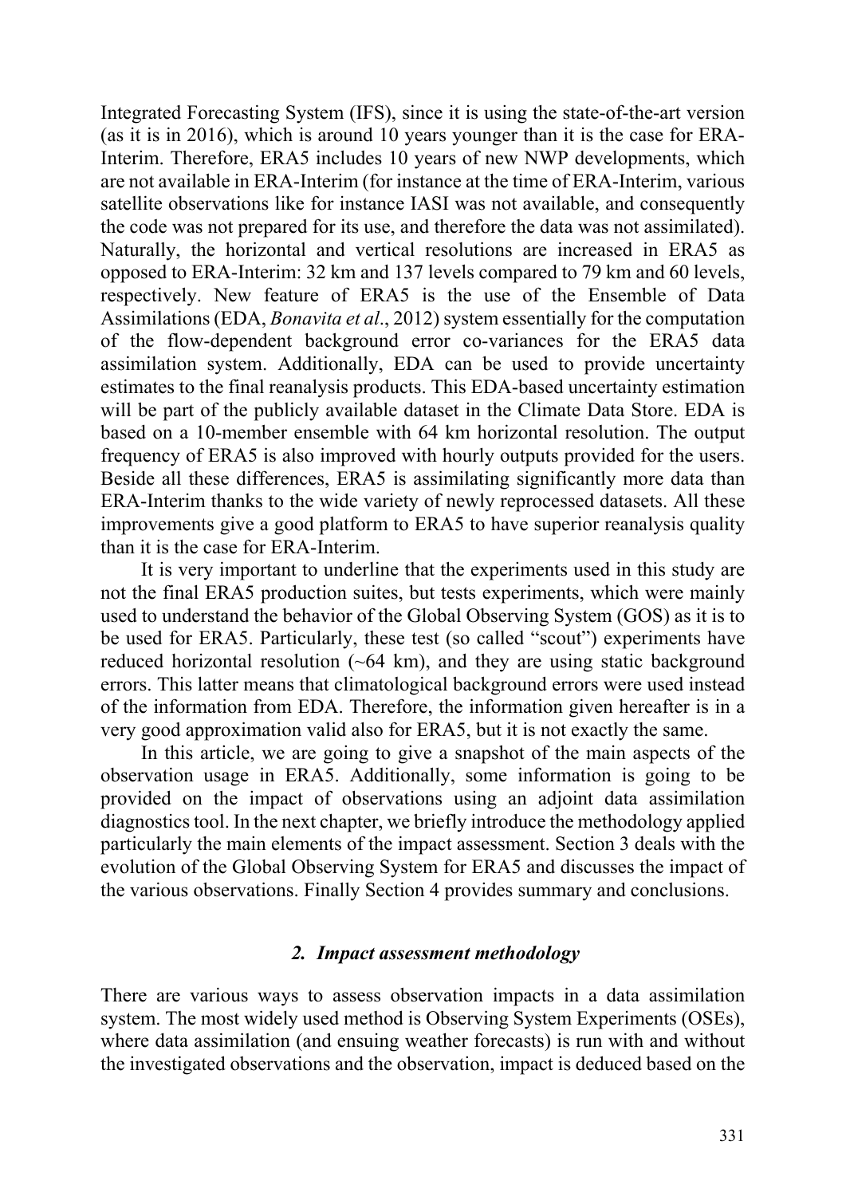Integrated Forecasting System (IFS), since it is using the state-of-the-art version (as it is in 2016), which is around 10 years younger than it is the case for ERA-Interim. Therefore, ERA5 includes 10 years of new NWP developments, which are not available in ERA-Interim (for instance at the time of ERA-Interim, various satellite observations like for instance IASI was not available, and consequently the code was not prepared for its use, and therefore the data was not assimilated). Naturally, the horizontal and vertical resolutions are increased in ERA5 as opposed to ERA-Interim: 32 km and 137 levels compared to 79 km and 60 levels, respectively. New feature of ERA5 is the use of the Ensemble of Data Assimilations (EDA, *Bonavita et al*., 2012) system essentially for the computation of the flow-dependent background error co-variances for the ERA5 data assimilation system. Additionally, EDA can be used to provide uncertainty estimates to the final reanalysis products. This EDA-based uncertainty estimation will be part of the publicly available dataset in the Climate Data Store. EDA is based on a 10-member ensemble with 64 km horizontal resolution. The output frequency of ERA5 is also improved with hourly outputs provided for the users. Beside all these differences, ERA5 is assimilating significantly more data than ERA-Interim thanks to the wide variety of newly reprocessed datasets. All these improvements give a good platform to ERA5 to have superior reanalysis quality than it is the case for ERA-Interim.

It is very important to underline that the experiments used in this study are not the final ERA5 production suites, but tests experiments, which were mainly used to understand the behavior of the Global Observing System (GOS) as it is to be used for ERA5. Particularly, these test (so called "scout") experiments have reduced horizontal resolution (~64 km), and they are using static background errors. This latter means that climatological background errors were used instead of the information from EDA. Therefore, the information given hereafter is in a very good approximation valid also for ERA5, but it is not exactly the same.

In this article, we are going to give a snapshot of the main aspects of the observation usage in ERA5. Additionally, some information is going to be provided on the impact of observations using an adjoint data assimilation diagnostics tool. In the next chapter, we briefly introduce the methodology applied particularly the main elements of the impact assessment. Section 3 deals with the evolution of the Global Observing System for ERA5 and discusses the impact of the various observations. Finally Section 4 provides summary and conclusions.

## *2. Impact assessment methodology*

There are various ways to assess observation impacts in a data assimilation system. The most widely used method is Observing System Experiments (OSEs), where data assimilation (and ensuing weather forecasts) is run with and without the investigated observations and the observation, impact is deduced based on the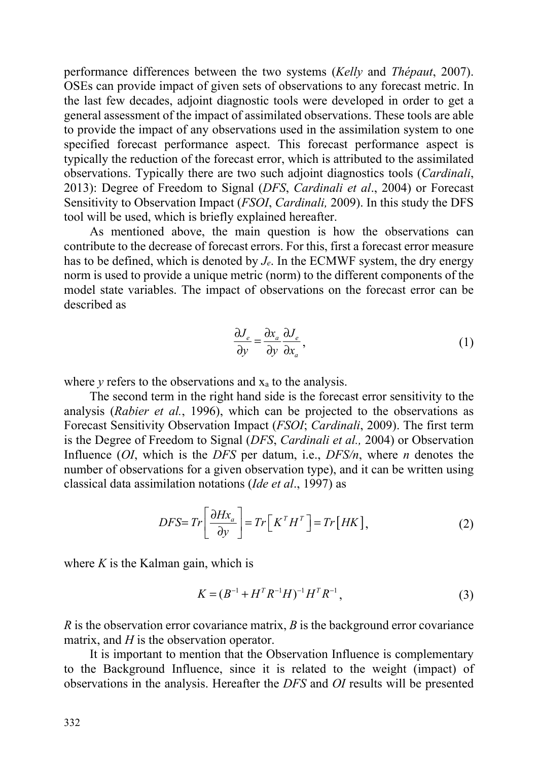performance differences between the two systems (*Kelly* and *Thépaut*, 2007). OSEs can provide impact of given sets of observations to any forecast metric. In the last few decades, adjoint diagnostic tools were developed in order to get a general assessment of the impact of assimilated observations. These tools are able to provide the impact of any observations used in the assimilation system to one specified forecast performance aspect. This forecast performance aspect is typically the reduction of the forecast error, which is attributed to the assimilated observations. Typically there are two such adjoint diagnostics tools (*Cardinali*, 2013): Degree of Freedom to Signal (*DFS*, *Cardinali et al*., 2004) or Forecast Sensitivity to Observation Impact (*FSOI*, *Cardinali,* 2009). In this study the DFS tool will be used, which is briefly explained hereafter.

As mentioned above, the main question is how the observations can contribute to the decrease of forecast errors. For this, first a forecast error measure has to be defined, which is denoted by $J_e$. In the ECMWF system, the dry energy norm is used to provide a unique metric (norm) to the different components of the model state variables. The impact of observations on the forecast error can be described as

$$\frac{\partial J_e}{\partial y} = \frac{\partial x_a}{\partial y}\frac{\partial J_e}{\partial x_a}, \tag{1}$$

where $y$ refers to the observations and $x_a$ to the analysis.

The second term in the right hand side is the forecast error sensitivity to the analysis (*Rabier et al.*, 1996), which can be projected to the observations as Forecast Sensitivity Observation Impact (*FSOI*; *Cardinali*, 2009). The first term is the Degree of Freedom to Signal (*DFS*, *Cardinali et al.,* 2004) or Observation Influence (*OI*, which is the *DFS* per datum, i.e., *DFS/n*, where $n$ denotes the number of observations for a given observation type), and it can be written using classical data assimilation notations (*Ide et al*., 1997) as

$$DFS = Tr\left[\frac{\partial H x_a}{\partial y}\right] = Tr\left[K^T H^T\right] = Tr\left[HK\right], \tag{2}$$

where $K$ is the Kalman gain, which is

$$K = (B^{-1} + H^T R^{-1} H)^{-1} H^T R^{-1}, \tag{3}$$

$R$ is the observation error covariance matrix, $B$ is the background error covariance matrix, and $H$ is the observation operator.

It is important to mention that the Observation Influence is complementary to the Background Influence, since it is related to the weight (impact) of observations in the analysis. Hereafter the *DFS* and *OI* results will be presented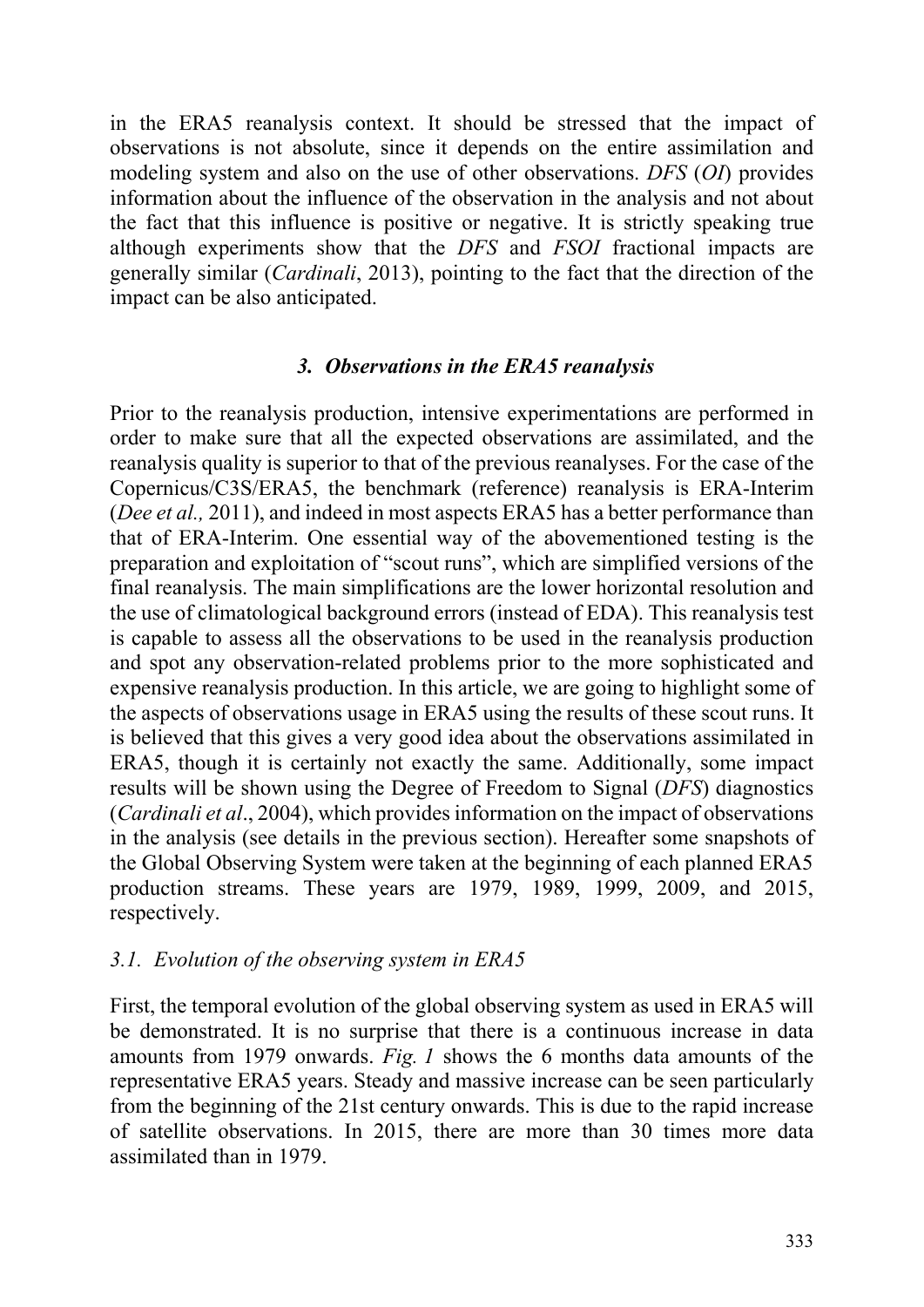in the ERA5 reanalysis context. It should be stressed that the impact of observations is not absolute, since it depends on the entire assimilation and modeling system and also on the use of other observations. *DFS* (*OI*) provides information about the influence of the observation in the analysis and not about the fact that this influence is positive or negative. It is strictly speaking true although experiments show that the *DFS* and *FSOI* fractional impacts are generally similar (*Cardinali*, 2013), pointing to the fact that the direction of the impact can be also anticipated.

## *3. Observations in the ERA5 reanalysis*

Prior to the reanalysis production, intensive experimentations are performed in order to make sure that all the expected observations are assimilated, and the reanalysis quality is superior to that of the previous reanalyses. For the case of the Copernicus/C3S/ERA5, the benchmark (reference) reanalysis is ERA-Interim (*Dee et al.,* 2011), and indeed in most aspects ERA5 has a better performance than that of ERA-Interim. One essential way of the abovementioned testing is the preparation and exploitation of "scout runs", which are simplified versions of the final reanalysis. The main simplifications are the lower horizontal resolution and the use of climatological background errors (instead of EDA). This reanalysis test is capable to assess all the observations to be used in the reanalysis production and spot any observation-related problems prior to the more sophisticated and expensive reanalysis production. In this article, we are going to highlight some of the aspects of observations usage in ERA5 using the results of these scout runs. It is believed that this gives a very good idea about the observations assimilated in ERA5, though it is certainly not exactly the same. Additionally, some impact results will be shown using the Degree of Freedom to Signal (*DFS*) diagnostics (*Cardinali et al*., 2004), which provides information on the impact of observations in the analysis (see details in the previous section). Hereafter some snapshots of the Global Observing System were taken at the beginning of each planned ERA5 production streams. These years are 1979, 1989, 1999, 2009, and 2015, respectively.

### *3.1. Evolution of the observing system in ERA5*

First, the temporal evolution of the global observing system as used in ERA5 will be demonstrated. It is no surprise that there is a continuous increase in data amounts from 1979 onwards. *Fig. 1* shows the 6 months data amounts of the representative ERA5 years. Steady and massive increase can be seen particularly from the beginning of the 21st century onwards. This is due to the rapid increase of satellite observations. In 2015, there are more than 30 times more data assimilated than in 1979.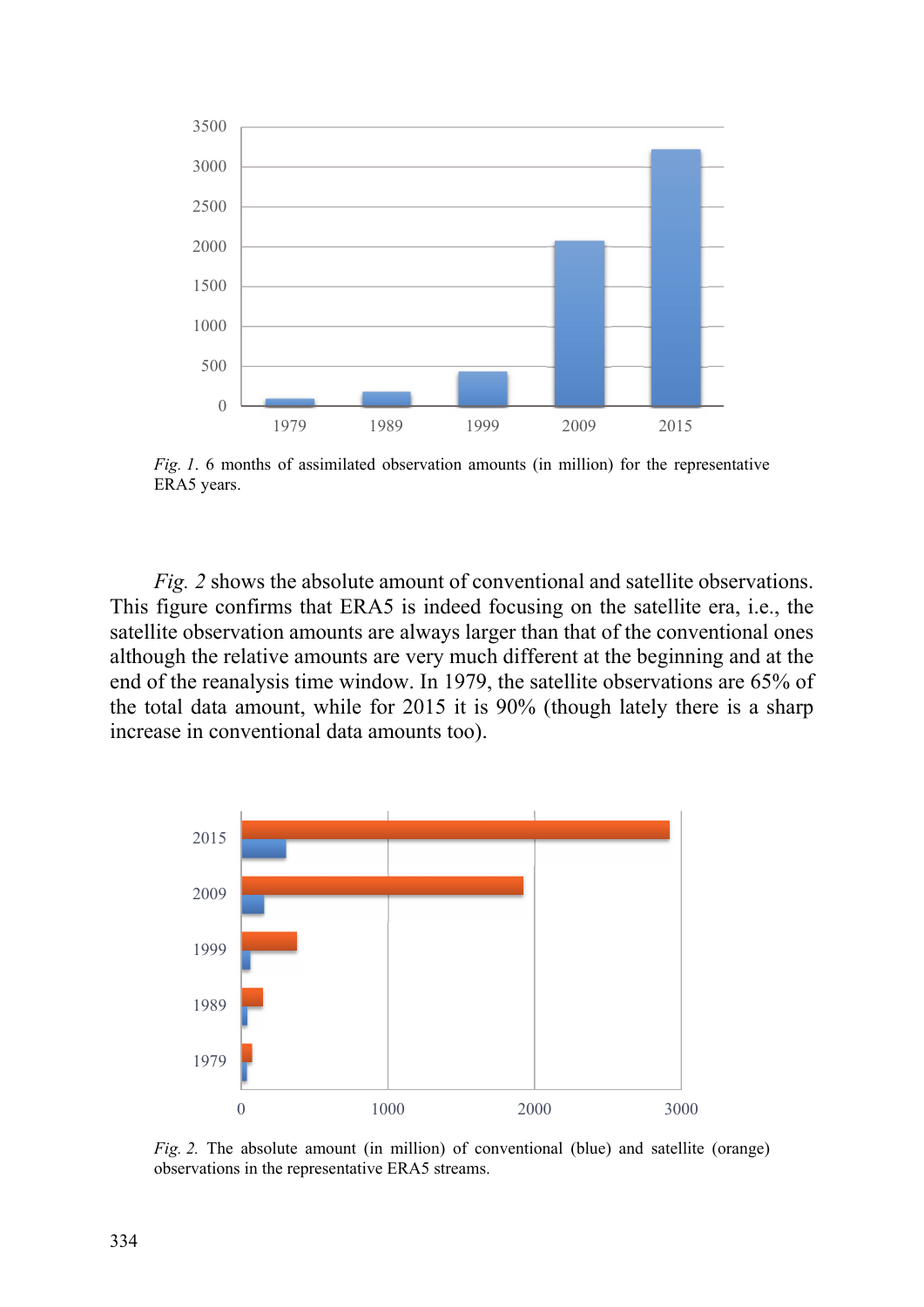*Fig. 1*. 6 months of assimilated observation amounts (in million) for the representative ERA5 years.

*Fig. 2* shows the absolute amount of conventional and satellite observations. This figure confirms that ERA5 is indeed focusing on the satellite era, i.e., the satellite observation amounts are always larger than that of the conventional ones although the relative amounts are very much different at the beginning and at the end of the reanalysis time window. In 1979, the satellite observations are 65% of the total data amount, while for 2015 it is 90% (though lately there is a sharp increase in conventional data amounts too).

*Fig. 2.* The absolute amount (in million) of conventional (blue) and satellite (orange) observations in the representative ERA5 streams.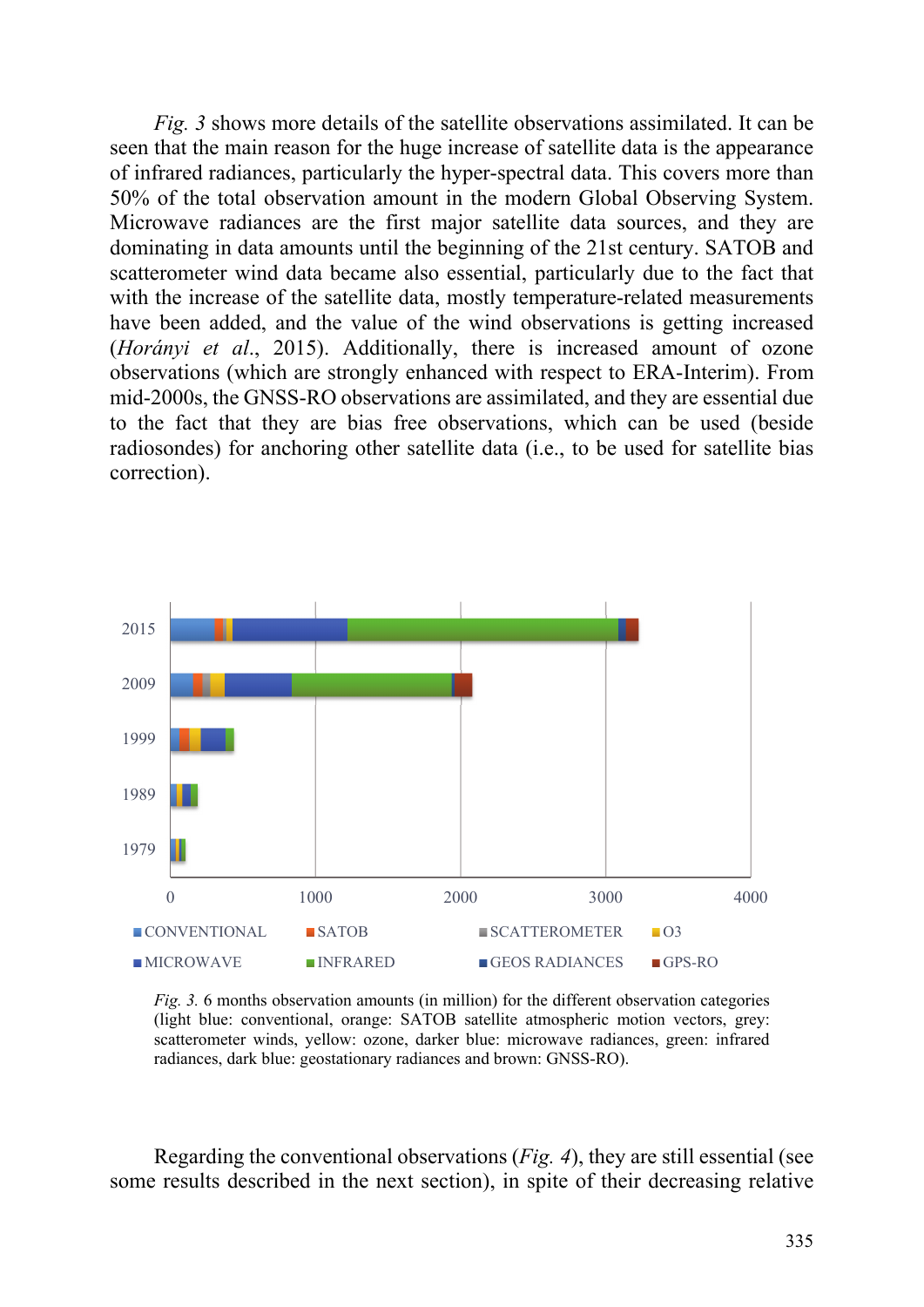*Fig. 3* shows more details of the satellite observations assimilated. It can be seen that the main reason for the huge increase of satellite data is the appearance of infrared radiances, particularly the hyper-spectral data. This covers more than 50% of the total observation amount in the modern Global Observing System. Microwave radiances are the first major satellite data sources, and they are dominating in data amounts until the beginning of the 21st century. SATOB and scatterometer wind data became also essential, particularly due to the fact that with the increase of the satellite data, mostly temperature-related measurements have been added, and the value of the wind observations is getting increased (*Horányi et al.*, 2015). Additionally, there is increased amount of ozone observations (which are strongly enhanced with respect to ERA-Interim). From mid-2000s, the GNSS-RO observations are assimilated, and they are essential due to the fact that they are bias free observations, which can be used (beside radiosondes) for anchoring other satellite data (i.e., to be used for satellite bias correction).

*Fig. 3.* 6 months observation amounts (in million) for the different observation categories (light blue: conventional, orange: SATOB satellite atmospheric motion vectors, grey: scatterometer winds, yellow: ozone, darker blue: microwave radiances, green: infrared radiances, dark blue: geostationary radiances and brown: GNSS-RO).

Regarding the conventional observations (*Fig. 4*), they are still essential (see some results described in the next section), in spite of their decreasing relative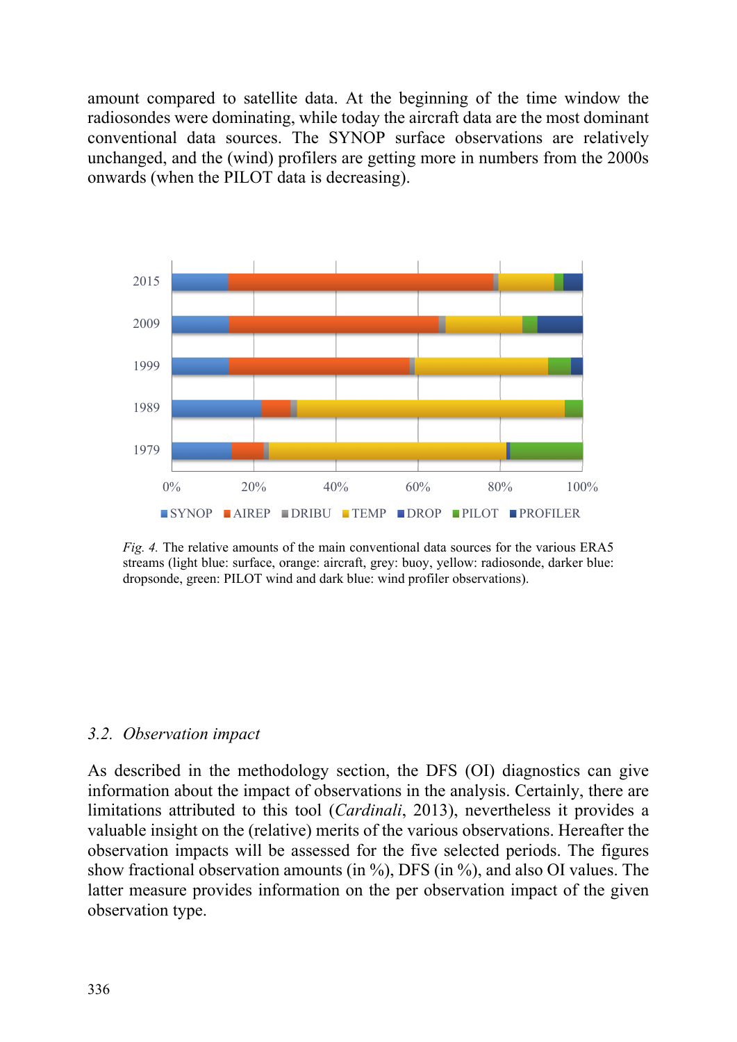amount compared to satellite data. At the beginning of the time window the radiosondes were dominating, while today the aircraft data are the most dominant conventional data sources. The SYNOP surface observations are relatively unchanged, and the (wind) profilers are getting more in numbers from the 2000s onwards (when the PILOT data is decreasing).

*Fig. 4.* The relative amounts of the main conventional data sources for the various ERA5 streams (light blue: surface, orange: aircraft, grey: buoy, yellow: radiosonde, darker blue: dropsonde, green: PILOT wind and dark blue: wind profiler observations).

### 3.2. *Observation impact*

As described in the methodology section, the DFS (OI) diagnostics can give information about the impact of observations in the analysis. Certainly, there are limitations attributed to this tool (*Cardinali*, 2013), nevertheless it provides a valuable insight on the (relative) merits of the various observations. Hereafter the observation impacts will be assessed for the five selected periods. The figures show fractional observation amounts (in %), DFS (in %), and also OI values. The latter measure provides information on the per observation impact of the given observation type.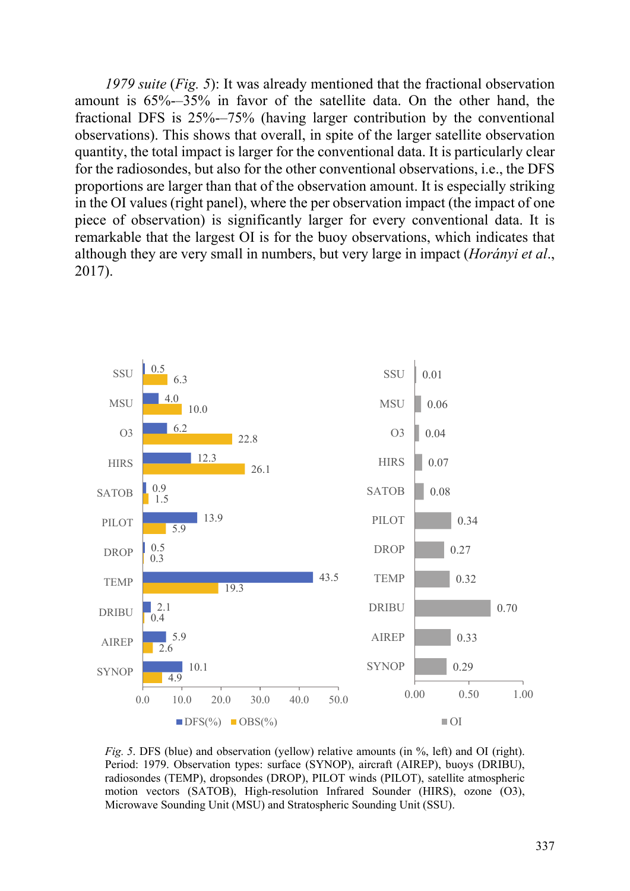*1979 suite* (*Fig. 5*): It was already mentioned that the fractional observation amount is 65%-–35% in favor of the satellite data. On the other hand, the fractional DFS is 25%-–75% (having larger contribution by the conventional observations). This shows that overall, in spite of the larger satellite observation quantity, the total impact is larger for the conventional data. It is particularly clear for the radiosondes, but also for the other conventional observations, i.e., the DFS proportions are larger than that of the observation amount. It is especially striking in the OI values (right panel), where the per observation impact (the impact of one piece of observation) is significantly larger for every conventional data. It is remarkable that the largest OI is for the buoy observations, which indicates that although they are very small in numbers, but very large in impact (*Horányi et al*., 2017).

| | DFS(%) | OBS(%) | OI |
|---|---|---|---|
| SSU | 0.5 | 6.3 | 0.01 |
| MSU | 4.0 | 10.0 | 0.06 |
| O3 | 6.2 | 22.8 | 0.04 |
| HIRS | 12.3 | 26.1 | 0.07 |
| SATOB | 0.9 | 1.5 | 0.08 |
| PILOT | 13.9 | 5.9 | 0.34 |
| DROP | 0.5 | 0.3 | 0.27 |
| TEMP | 43.5 | 19.3 | 0.32 |
| DRIBU | 2.1 | 0.4 | 0.70 |
| AIREP | 5.9 | 2.6 | 0.33 |
| SYNOP | 10.1 | 4.9 | 0.29 |

*Fig. 5*. DFS (blue) and observation (yellow) relative amounts (in %, left) and OI (right). Period: 1979. Observation types: surface (SYNOP), aircraft (AIREP), buoys (DRIBU), radiosondes (TEMP), dropsondes (DROP), PILOT winds (PILOT), satellite atmospheric motion vectors (SATOB), High-resolution Infrared Sounder (HIRS), ozone (O3), Microwave Sounding Unit (MSU) and Stratospheric Sounding Unit (SSU).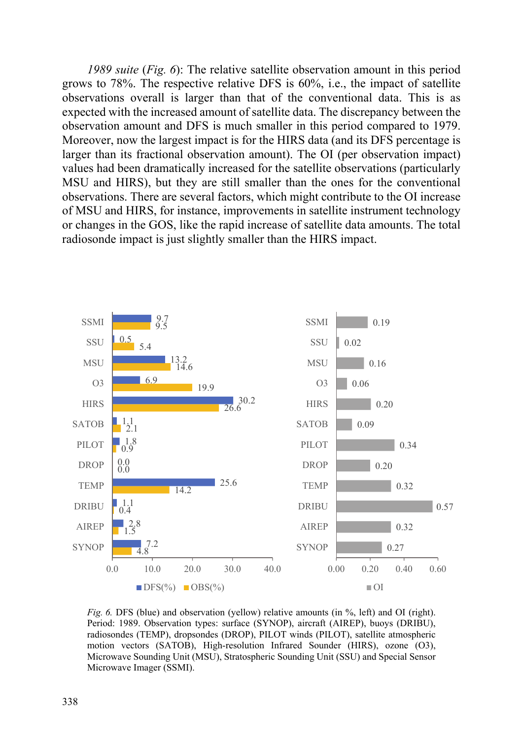*1989 suite* (*Fig. 6*): The relative satellite observation amount in this period grows to 78%. The respective relative DFS is 60%, i.e., the impact of satellite observations overall is larger than that of the conventional data. This is as expected with the increased amount of satellite data. The discrepancy between the observation amount and DFS is much smaller in this period compared to 1979. Moreover, now the largest impact is for the HIRS data (and its DFS percentage is larger than its fractional observation amount). The OI (per observation impact) values had been dramatically increased for the satellite observations (particularly MSU and HIRS), but they are still smaller than the ones for the conventional observations. There are several factors, which might contribute to the OI increase of MSU and HIRS, for instance, improvements in satellite instrument technology or changes in the GOS, like the rapid increase of satellite data amounts. The total radiosonde impact is just slightly smaller than the HIRS impact.

| Observation type | DFS(%) | OBS(%) | OI |
| --- | --- | --- | --- |
| SSMI | 9.7 | 9.5 | 0.19 |
| SSU | 0.5 | 5.4 | 0.02 |
| MSU | 13.2 | 14.6 | 0.16 |
| O3 | 6.9 | 19.9 | 0.06 |
| HIRS | 30.2 | 26.6 | 0.20 |
| SATOB | 1.1 | 2.1 | 0.09 |
| PILOT | 1.8 | 0.9 | 0.34 |
| DROP | 0.0 | 0.0 | 0.20 |
| TEMP | 25.6 | 14.2 | 0.32 |
| DRIBU | 1.1 | 0.4 | 0.57 |
| AIREP | 2.8 | 1.5 | 0.32 |
| SYNOP | 7.2 | 4.8 | 0.27 |

*Fig. 6.* DFS (blue) and observation (yellow) relative amounts (in %, left) and OI (right). Period: 1989. Observation types: surface (SYNOP), aircraft (AIREP), buoys (DRIBU), radiosondes (TEMP), dropsondes (DROP), PILOT winds (PILOT), satellite atmospheric motion vectors (SATOB), High-resolution Infrared Sounder (HIRS), ozone (O3), Microwave Sounding Unit (MSU), Stratospheric Sounding Unit (SSU) and Special Sensor Microwave Imager (SSMI).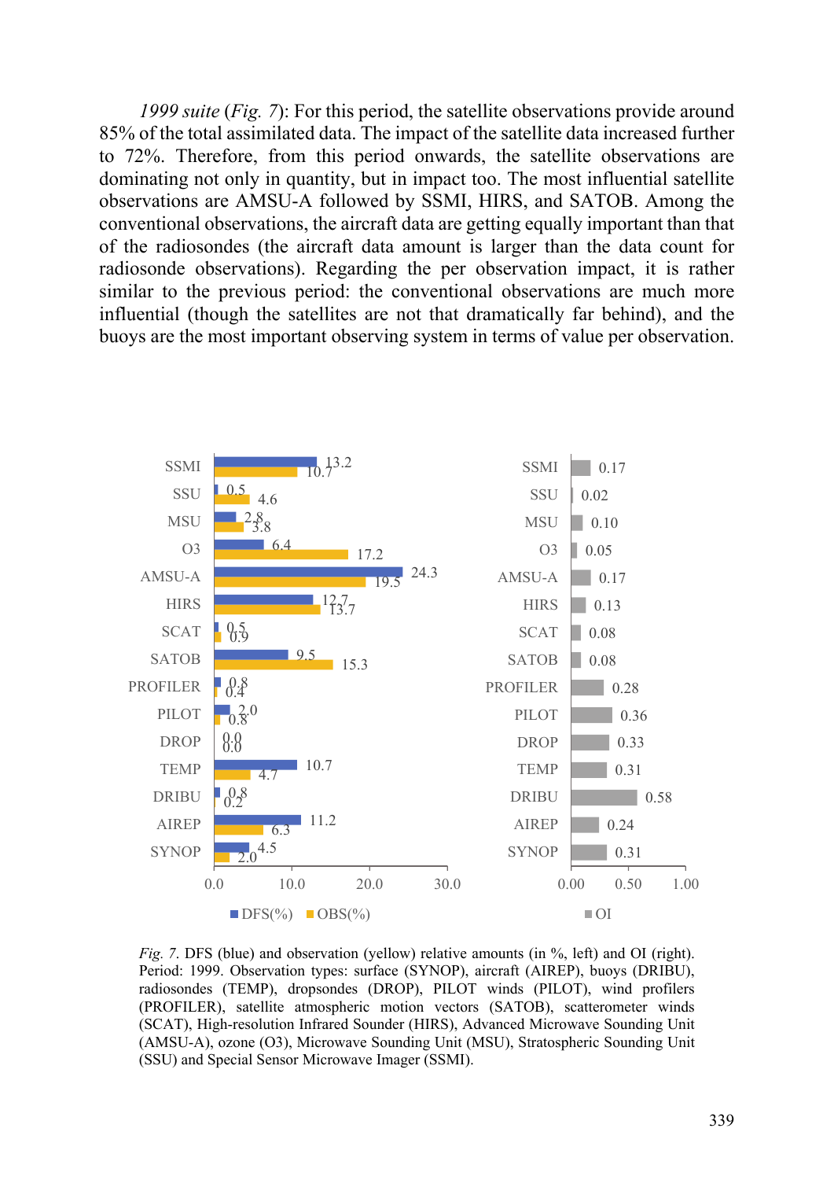*1999 suite* (*Fig. 7*): For this period, the satellite observations provide around 85% of the total assimilated data. The impact of the satellite data increased further to 72%. Therefore, from this period onwards, the satellite observations are dominating not only in quantity, but in impact too. The most influential satellite observations are AMSU-A followed by SSMI, HIRS, and SATOB. Among the conventional observations, the aircraft data are getting equally important than that of the radiosondes (the aircraft data amount is larger than the data count for radiosonde observations). Regarding the per observation impact, it is rather similar to the previous period: the conventional observations are much more influential (though the satellites are not that dramatically far behind), and the buoys are the most important observing system in terms of value per observation.

*Fig. 7.* DFS (blue) and observation (yellow) relative amounts (in %, left) and OI (right). Period: 1999. Observation types: surface (SYNOP), aircraft (AIREP), buoys (DRIBU), radiosondes (TEMP), dropsondes (DROP), PILOT winds (PILOT), wind profilers (PROFILER), satellite atmospheric motion vectors (SATOB), scatterometer winds (SCAT), High-resolution Infrared Sounder (HIRS), Advanced Microwave Sounding Unit (AMSU-A), ozone (O3), Microwave Sounding Unit (MSU), Stratospheric Sounding Unit (SSU) and Special Sensor Microwave Imager (SSMI).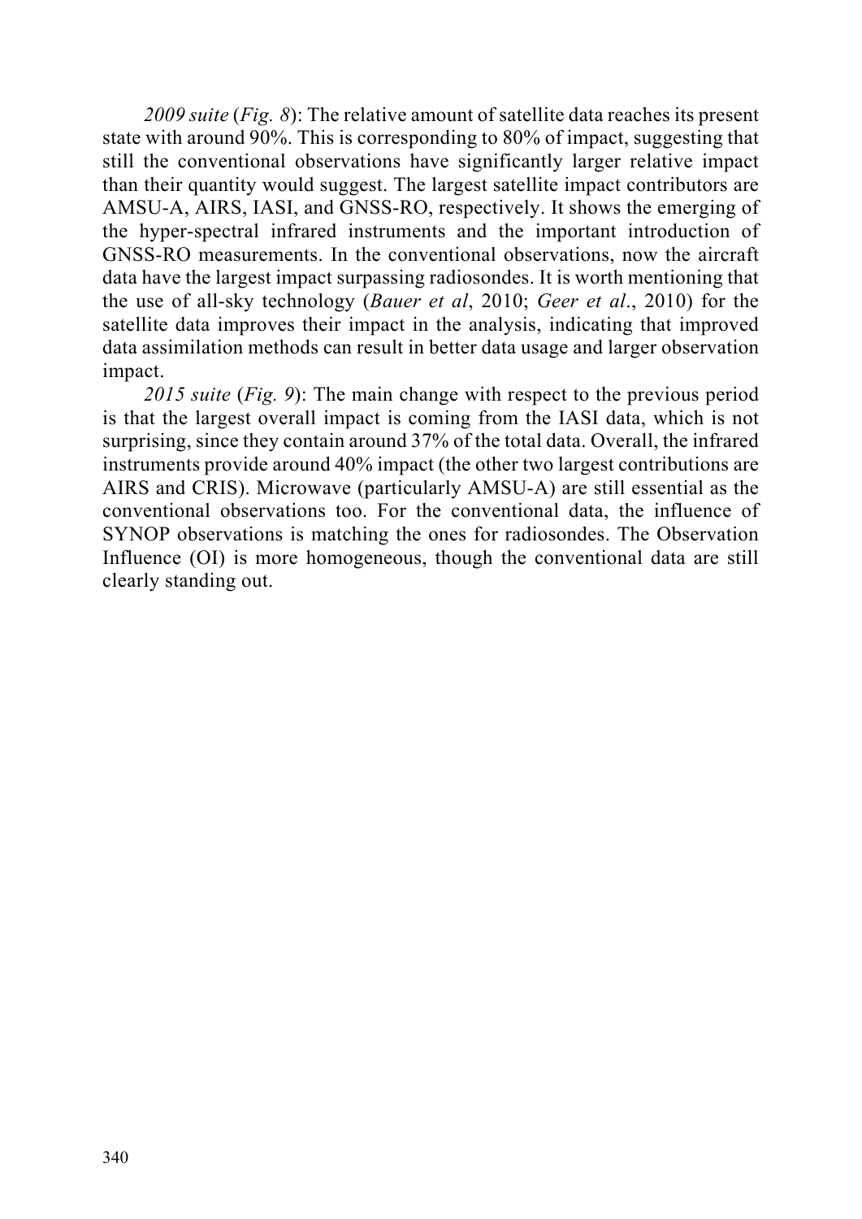*2009 suite* (*Fig. 8*): The relative amount of satellite data reaches its present state with around 90%. This is corresponding to 80% of impact, suggesting that still the conventional observations have significantly larger relative impact than their quantity would suggest. The largest satellite impact contributors are AMSU-A, AIRS, IASI, and GNSS-RO, respectively. It shows the emerging of the hyper-spectral infrared instruments and the important introduction of GNSS-RO measurements. In the conventional observations, now the aircraft data have the largest impact surpassing radiosondes. It is worth mentioning that the use of all-sky technology (*Bauer et al*, 2010; *Geer et al*., 2010) for the satellite data improves their impact in the analysis, indicating that improved data assimilation methods can result in better data usage and larger observation impact.

*2015 suite* (*Fig. 9*): The main change with respect to the previous period is that the largest overall impact is coming from the IASI data, which is not surprising, since they contain around 37% of the total data. Overall, the infrared instruments provide around 40% impact (the other two largest contributions are AIRS and CRIS). Microwave (particularly AMSU-A) are still essential as the conventional observations too. For the conventional data, the influence of SYNOP observations is matching the ones for radiosondes. The Observation Influence (OI) is more homogeneous, though the conventional data are still clearly standing out.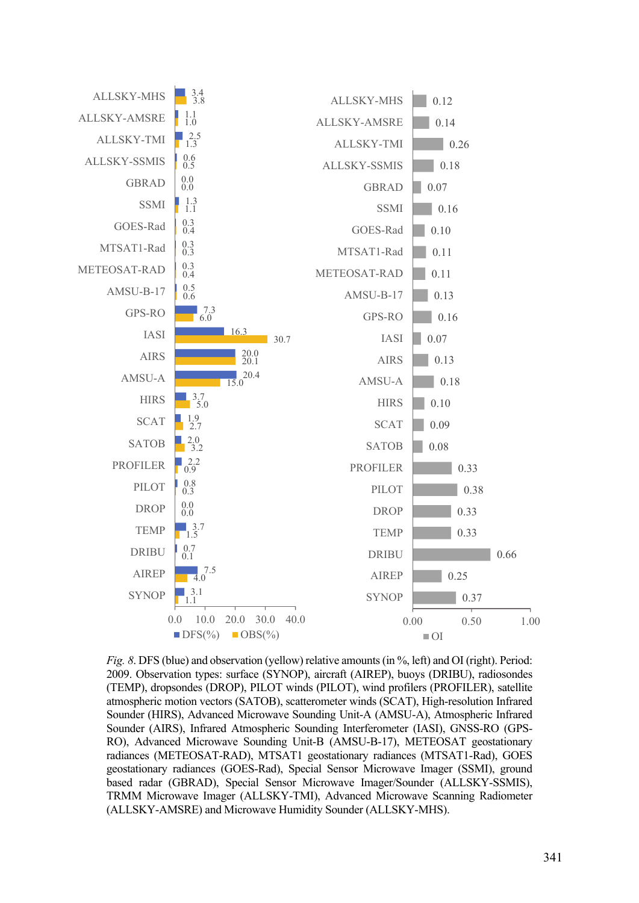| Observation type | DFS(%) | OBS(%) | OI |
|---|---|---|---|
| ALLSKY-MHS | 3.4 | 3.8 | 0.12 |
| ALLSKY-AMSRE | 1.1 | 1.0 | 0.14 |
| ALLSKY-TMI | 2.5 | 1.3 | 0.26 |
| ALLSKY-SSMIS | 0.6 | 0.5 | 0.18 |
| GBRAD | 0.0 | 0.0 | 0.07 |
| SSMI | 1.3 | 1.1 | 0.16 |
| GOES-Rad | 0.3 | 0.4 | 0.10 |
| MTSAT1-Rad | 0.3 | 0.3 | 0.11 |
| METEOSAT-RAD | 0.3 | 0.4 | 0.11 |
| AMSU-B-17 | 0.5 | 0.6 | 0.13 |
| GPS-RO | 7.3 | 6.0 | 0.16 |
| IASI | 16.3 | 30.7 | 0.07 |
| AIRS | 20.0 | 20.1 | 0.13 |
| AMSU-A | 20.4 | 15.0 | 0.18 |
| HIRS | 3.7 | 5.0 | 0.10 |
| SCAT | 1.9 | 2.7 | 0.09 |
| SATOB | 2.0 | 3.2 | 0.08 |
| PROFILER | 2.2 | 0.9 | 0.33 |
| PILOT | 0.8 | 0.3 | 0.38 |
| DROP | 0.0 | 0.0 | 0.33 |
| TEMP | 3.7 | 1.5 | 0.33 |
| DRIBU | 0.7 | 0.1 | 0.66 |
| AIREP | 7.5 | 4.0 | 0.25 |
| SYNOP | 3.1 | 1.1 | 0.37 |

*Fig. 8.* DFS (blue) and observation (yellow) relative amounts (in %, left) and OI (right). Period: 2009. Observation types: surface (SYNOP), aircraft (AIREP), buoys (DRIBU), radiosondes (TEMP), dropsondes (DROP), PILOT winds (PILOT), wind profilers (PROFILER), satellite atmospheric motion vectors (SATOB), scatterometer winds (SCAT), High-resolution Infrared Sounder (HIRS), Advanced Microwave Sounding Unit-A (AMSU-A), Atmospheric Infrared Sounder (AIRS), Infrared Atmospheric Sounding Interferometer (IASI), GNSS-RO (GPS-RO), Advanced Microwave Sounding Unit-B (AMSU-B-17), METEOSAT geostationary radiances (METEOSAT-RAD), MTSAT1 geostationary radiances (MTSAT1-Rad), GOES geostationary radiances (GOES-Rad), Special Sensor Microwave Imager (SSMI), ground based radar (GBRAD), Special Sensor Microwave Imager/Sounder (ALLSKY-SSMIS), TRMM Microwave Imager (ALLSKY-TMI), Advanced Microwave Scanning Radiometer (ALLSKY-AMSRE) and Microwave Humidity Sounder (ALLSKY-MHS).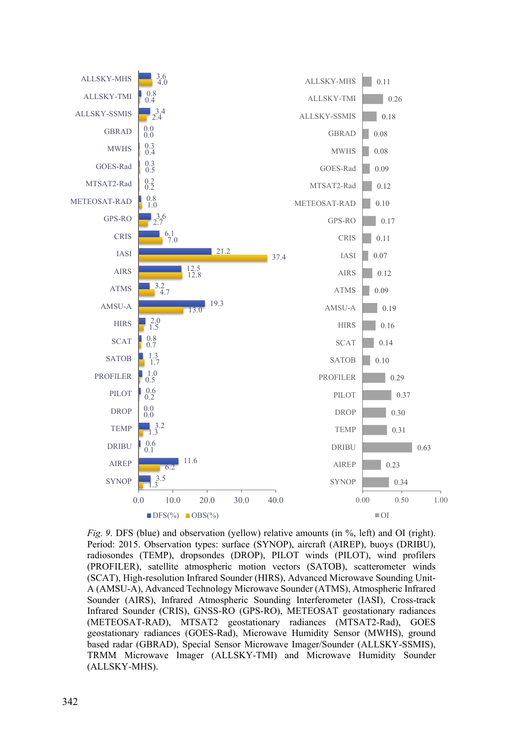| Observation type | DFS(%) | OBS(%) | OI |
|---|---|---|---|
| ALLSKY-MHS | 3.6 | 4.0 | 0.11 |
| ALLSKY-TMI | 0.8 | 0.4 | 0.26 |
| ALLSKY-SSMIS | 3.4 | 2.4 | 0.18 |
| GBRAD | 0.0 | 0.0 | 0.08 |
| MWHS | 0.3 | 0.4 | 0.08 |
| GOES-Rad | 0.3 | 0.5 | 0.09 |
| MTSAT2-Rad | 0.2 | 0.2 | 0.12 |
| METEOSAT-RAD | 0.8 | 1.0 | 0.10 |
| GPS-RO | 3.6 | 2.7 | 0.17 |
| CRIS | 6.1 | 7.0 | 0.11 |
| IASI | 21.2 | 37.4 | 0.07 |
| AIRS | 12.5 | 12.8 | 0.12 |
| ATMS | 3.2 | 4.7 | 0.09 |
| AMSU-A | 19.3 | 13.0 | 0.19 |
| HIRS | 2.0 | 1.5 | 0.16 |
| SCAT | 0.8 | 0.7 | 0.14 |
| SATOB | 1.3 | 1.7 | 0.10 |
| PROFILER | 1.0 | 0.5 | 0.29 |
| PILOT | 0.6 | 0.2 | 0.37 |
| DROP | 0.0 | 0.0 | 0.30 |
| TEMP | 3.2 | 1.3 | 0.31 |
| DRIBU | 0.6 | 0.1 | 0.63 |
| AIREP | 11.6 | 6.2 | 0.23 |
| SYNOP | 3.5 | 1.3 | 0.34 |

*Fig. 9.* DFS (blue) and observation (yellow) relative amounts (in %, left) and OI (right). Period: 2015. Observation types: surface (SYNOP), aircraft (AIREP), buoys (DRIBU), radiosondes (TEMP), dropsondes (DROP), PILOT winds (PILOT), wind profilers (PROFILER), satellite atmospheric motion vectors (SATOB), scatterometer winds (SCAT), High-resolution Infrared Sounder (HIRS), Advanced Microwave Sounding Unit-A (AMSU-A), Advanced Technology Microwave Sounder (ATMS), Atmospheric Infrared Sounder (AIRS), Infrared Atmospheric Sounding Interferometer (IASI), Cross-track Infrared Sounder (CRIS), GNSS-RO (GPS-RO), METEOSAT geostationary radiances (METEOSAT-RAD), MTSAT2 geostationary radiances (MTSAT2-Rad), GOES geostationary radiances (GOES-Rad), Microwave Humidity Sensor (MWHS), ground based radar (GBRAD), Special Sensor Microwave Imager/Sounder (ALLSKY-SSMIS), TRMM Microwave Imager (ALLSKY-TMI) and Microwave Humidity Sounder (ALLSKY-MHS).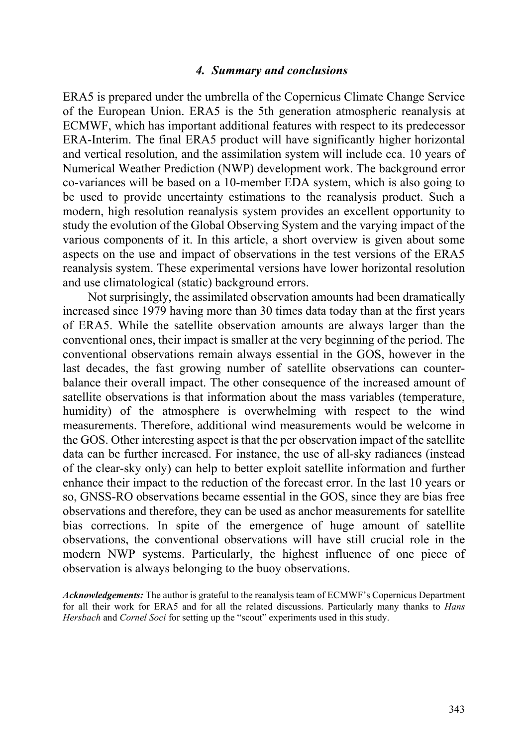## *4. Summary and conclusions*

ERA5 is prepared under the umbrella of the Copernicus Climate Change Service of the European Union. ERA5 is the 5th generation atmospheric reanalysis at ECMWF, which has important additional features with respect to its predecessor ERA-Interim. The final ERA5 product will have significantly higher horizontal and vertical resolution, and the assimilation system will include cca. 10 years of Numerical Weather Prediction (NWP) development work. The background error co-variances will be based on a 10-member EDA system, which is also going to be used to provide uncertainty estimations to the reanalysis product. Such a modern, high resolution reanalysis system provides an excellent opportunity to study the evolution of the Global Observing System and the varying impact of the various components of it. In this article, a short overview is given about some aspects on the use and impact of observations in the test versions of the ERA5 reanalysis system. These experimental versions have lower horizontal resolution and use climatological (static) background errors.

Not surprisingly, the assimilated observation amounts had been dramatically increased since 1979 having more than 30 times data today than at the first years of ERA5. While the satellite observation amounts are always larger than the conventional ones, their impact is smaller at the very beginning of the period. The conventional observations remain always essential in the GOS, however in the last decades, the fast growing number of satellite observations can counter-balance their overall impact. The other consequence of the increased amount of satellite observations is that information about the mass variables (temperature, humidity) of the atmosphere is overwhelming with respect to the wind measurements. Therefore, additional wind measurements would be welcome in the GOS. Other interesting aspect is that the per observation impact of the satellite data can be further increased. For instance, the use of all-sky radiances (instead of the clear-sky only) can help to better exploit satellite information and further enhance their impact to the reduction of the forecast error. In the last 10 years or so, GNSS-RO observations became essential in the GOS, since they are bias free observations and therefore, they can be used as anchor measurements for satellite bias corrections. In spite of the emergence of huge amount of satellite observations, the conventional observations will have still crucial role in the modern NWP systems. Particularly, the highest influence of one piece of observation is always belonging to the buoy observations.

***Acknowledgements:*** The author is grateful to the reanalysis team of ECMWF's Copernicus Department for all their work for ERA5 and for all the related discussions. Particularly many thanks to *Hans Hersbach* and *Cornel Soci* for setting up the "scout" experiments used in this study.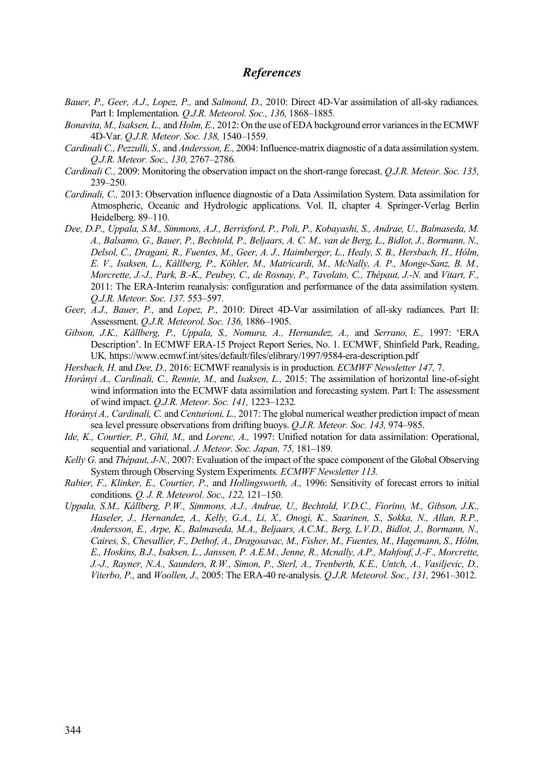## *References*

*Bauer, P., Geer, A.J., Lopez, P.,* and *Salmond, D.,* 2010: Direct 4D-Var assimilation of all-sky radiances. Part I: Implementation. *Q.J.R. Meteorol. Soc., 136,* 1868–1885.

*Bonavita, M., Isaksen, L.,* and *Holm, E.,* 2012: On the use of EDA background error variances in the ECMWF 4D-Var. *Q.J.R. Meteor. Soc. 138,* 1540–1559.

*Cardinali C., Pezzulli, S.,* and *Andersson, E.,* 2004: Influence-matrix diagnostic of a data assimilation system. *Q.J.R. Meteor. Soc., 130,* 2767–2786.

*Cardinali C.,* 2009: Monitoring the observation impact on the short-range forecast. *Q.J.R. Meteor. Soc. 135,* 239–250.

*Cardinali, C.,* 2013: Observation influence diagnostic of a Data Assimilation System. Data assimilation for Atmospheric, Oceanic and Hydrologic applications. Vol. II, chapter 4. Springer-Verlag Berlin Heidelberg. 89–110.

*Dee, D.P., Uppala, S.M., Simmons, A.J., Berrisford, P., Poli, P., Kobayashi, S., Andrae, U., Balmaseda, M. A., Balsamo, G., Bauer, P., Bechtold, P., Beljaars, A. C. M., van de Berg, L., Bidlot, J., Bormann, N., Delsol, C., Dragani, R., Fuentes, M., Geer, A. J., Haimberger, L., Healy, S. B., Hersbach, H., Hólm, E. V., Isaksen, L., Kållberg, P., Köhler, M., Matricardi, M., McNally, A. P., Monge-Sanz, B. M., Morcrette, J.-J., Park, B.-K., Peubey, C., de Rosnay, P., Tavolato, C., Thépaut, J.-N.* and *Vitart, F.,* 2011: The ERA-Interim reanalysis: configuration and performance of the data assimilation system. *Q.J.R. Meteor. Soc. 137.* 553–597.

*Geer, A.J., Bauer, P.,* and *Lopez, P.,* 2010: Direct 4D-Var assimilation of all-sky radiances. Part II: Assessment. *Q.J.R. Meteorol. Soc. 136,* 1886–1905.

*Gibson, J.K., Kållberg, P., Uppala, S., Nomura, A., Hernandez, A.,* and *Serrano, E.,* 1997: 'ERA Description'. In ECMWF ERA-15 Project Report Series, No. 1. ECMWF, Shinfield Park, Reading, UK, https://www.ecmwf.int/sites/default/files/elibrary/1997/9584-era-description.pdf

*Hersbach, H.* and *Dee, D.,* 2016: ECMWF reanalysis is in production. *ECMWF Newsletter 147,* 7.

*Horányi A., Cardinali, C., Rennie, M.,* and *Isaksen, L.,* 2015: The assimilation of horizontal line-of-sight wind information into the ECMWF data assimilation and forecasting system. Part I: The assessment of wind impact. *Q.J.R. Meteor. Soc. 141,* 1223–1232.

*Horányi A., Cardinali, C.* and *Centurioni, L.,* 2017: The global numerical weather prediction impact of mean sea level pressure observations from drifting buoys. *Q.J.R. Meteor. Soc. 143,* 974–985.

*Ide, K., Courtier, P., Ghil, M.,* and *Lorenc, A.,* 1997: Unified notation for data assimilation: Operational, sequential and variational. *J. Meteor. Soc. Japan, 75,* 181–189.

*Kelly G.* and *Thépaut, J-N.,* 2007: Evaluation of the impact of the space component of the Global Observing System through Observing System Experiments. *ECMWF Newsletter 113.*

*Rabier, F., Klinker, E., Courtier, P.,* and *Hollingsworth, A.,* 1996: Sensitivity of forecast errors to initial conditions. *Q. J. R. Meteorol. Soc., 122,* 121–150.

*Uppala, S.M., Kållberg, P.W., Simmons, A.J., Andrae, U., Bechtold, V.D.C., Fiorino, M., Gibson, J.K., Haseler, J., Hernandez, A., Kelly, G.A., Li, X., Onogi, K., Saarinen, S., Sokka, N., Allan, R.P., Andersson, E., Arpe, K., Balmaseda, M.A., Beljaars, A.C.M., Berg, L.V.D., Bidlot, J., Bormann, N., Caires, S., Chevallier, F., Dethof, A., Dragosavac, M., Fisher, M., Fuentes, M., Hagemann, S., Hólm, E., Hoskins, B.J., Isaksen, L., Janssen, P. A.E.M., Jenne, R., Mcnally, A.P., Mahfouf, J.-F., Morcrette, J.-J., Rayner, N.A., Saunders, R.W., Simon, P., Sterl, A., Trenberth, K.E., Untch, A., Vasiljevic, D., Viterbo, P.,* and *Woollen, J.,* 2005: The ERA-40 re-analysis. *Q.J.R. Meteorol. Soc., 131,* 2961–3012.